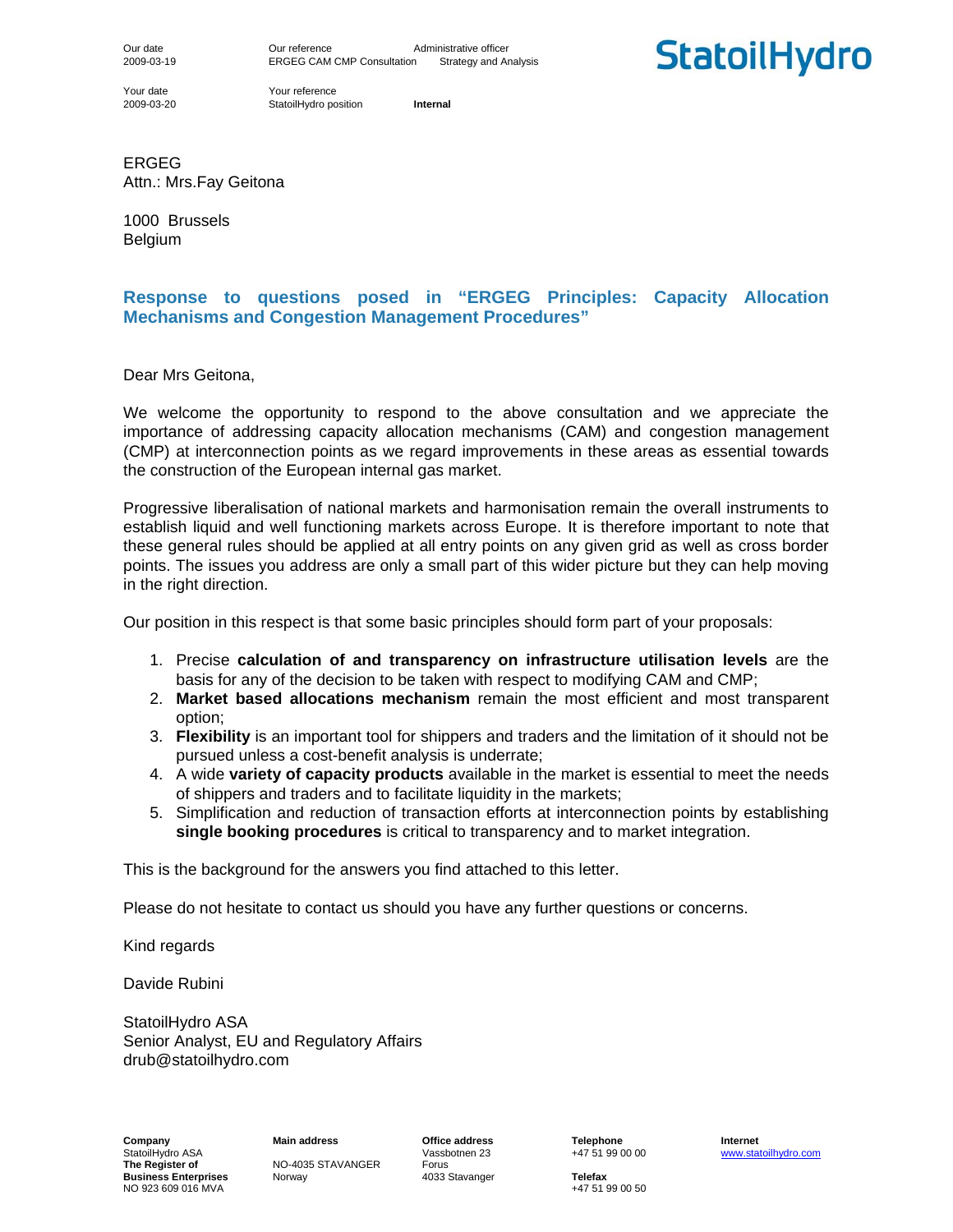| Our date | Our reference | Administrative officer |
| --- | --- | --- |
| 2009-03-19 | ERGEG CAM CMP Consultation | Strategy and Analysis |
| Your date | Your reference | |
| 2009-03-20 | StatoilHydro position | **Internal** |

**StatoilHydro**

ERGEG
Attn.: Mrs.Fay Geitona

1000 Brussels
Belgium

## Response to questions posed in "ERGEG Principles: Capacity Allocation Mechanisms and Congestion Management Procedures"

Dear Mrs Geitona,

We welcome the opportunity to respond to the above consultation and we appreciate the importance of addressing capacity allocation mechanisms (CAM) and congestion management (CMP) at interconnection points as we regard improvements in these areas as essential towards the construction of the European internal gas market.

Progressive liberalisation of national markets and harmonisation remain the overall instruments to establish liquid and well functioning markets across Europe. It is therefore important to note that these general rules should be applied at all entry points on any given grid as well as cross border points. The issues you address are only a small part of this wider picture but they can help moving in the right direction.

Our position in this respect is that some basic principles should form part of your proposals:

1. Precise **calculation of and transparency on infrastructure utilisation levels** are the basis for any of the decision to be taken with respect to modifying CAM and CMP;
2. **Market based allocations mechanism** remain the most efficient and most transparent option;
3. **Flexibility** is an important tool for shippers and traders and the limitation of it should not be pursued unless a cost-benefit analysis is underrate;
4. A wide **variety of capacity products** available in the market is essential to meet the needs of shippers and traders and to facilitate liquidity in the markets;
5. Simplification and reduction of transaction efforts at interconnection points by establishing **single booking procedures** is critical to transparency and to market integration.

This is the background for the answers you find attached to this letter.

Please do not hesitate to contact us should you have any further questions or concerns.

Kind regards

Davide Rubini

StatoilHydro ASA
Senior Analyst, EU and Regulatory Affairs
drub@statoilhydro.com

| Company | Main address | Office address | Telephone | Internet |
| --- | --- | --- | --- | --- |
| StatoilHydro ASA | | Vassbotnen 23 | +47 51 99 00 00 | www.statoilhydro.com |
| **The Register of Business Enterprises** | NO-4035 STAVANGER | Forus | **Telefax** | |
| NO 923 609 016 MVA | Norway | 4033 Stavanger | +47 51 99 00 50 | |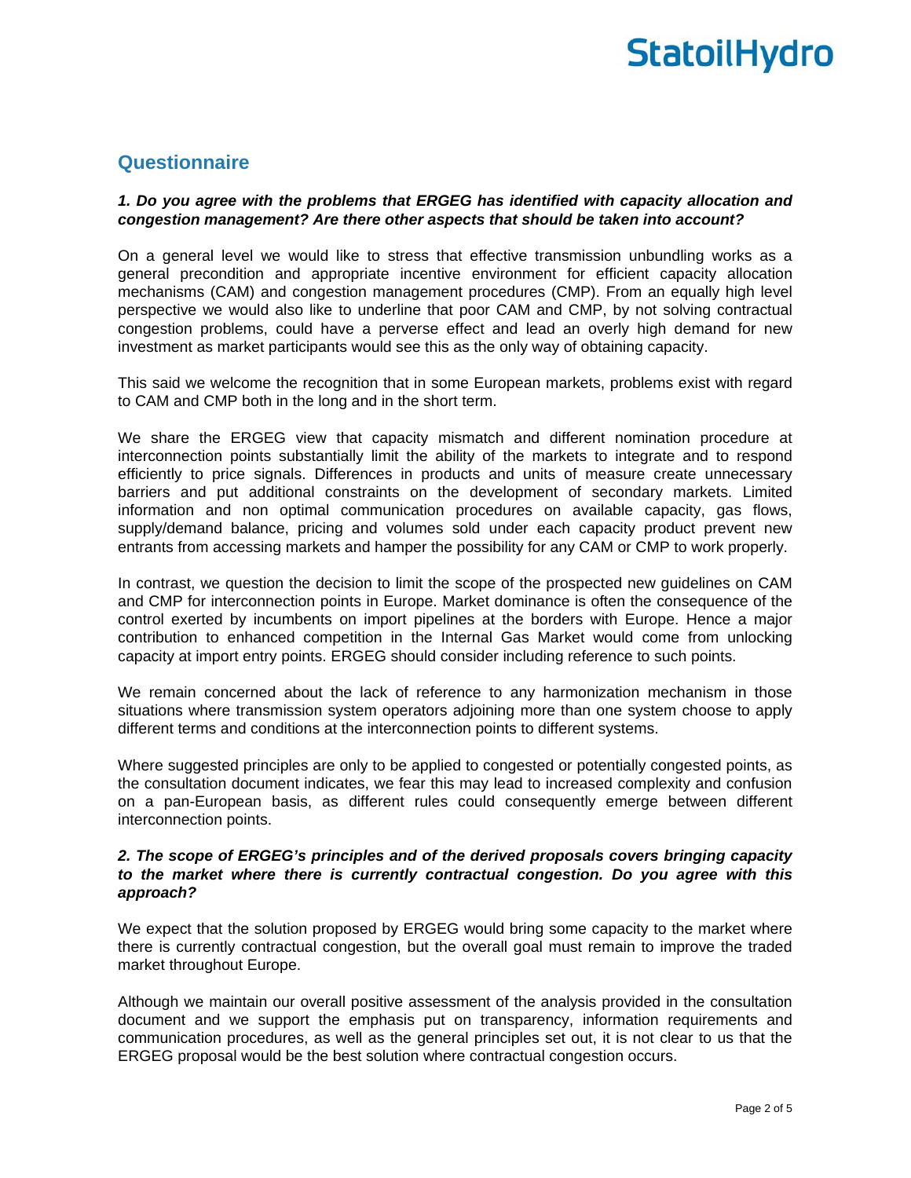## Questionnaire

***1. Do you agree with the problems that ERGEG has identified with capacity allocation and congestion management? Are there other aspects that should be taken into account?***

On a general level we would like to stress that effective transmission unbundling works as a general precondition and appropriate incentive environment for efficient capacity allocation mechanisms (CAM) and congestion management procedures (CMP). From an equally high level perspective we would also like to underline that poor CAM and CMP, by not solving contractual congestion problems, could have a perverse effect and lead an overly high demand for new investment as market participants would see this as the only way of obtaining capacity.

This said we welcome the recognition that in some European markets, problems exist with regard to CAM and CMP both in the long and in the short term.

We share the ERGEG view that capacity mismatch and different nomination procedure at interconnection points substantially limit the ability of the markets to integrate and to respond efficiently to price signals. Differences in products and units of measure create unnecessary barriers and put additional constraints on the development of secondary markets. Limited information and non optimal communication procedures on available capacity, gas flows, supply/demand balance, pricing and volumes sold under each capacity product prevent new entrants from accessing markets and hamper the possibility for any CAM or CMP to work properly.

In contrast, we question the decision to limit the scope of the prospected new guidelines on CAM and CMP for interconnection points in Europe. Market dominance is often the consequence of the control exerted by incumbents on import pipelines at the borders with Europe. Hence a major contribution to enhanced competition in the Internal Gas Market would come from unlocking capacity at import entry points. ERGEG should consider including reference to such points.

We remain concerned about the lack of reference to any harmonization mechanism in those situations where transmission system operators adjoining more than one system choose to apply different terms and conditions at the interconnection points to different systems.

Where suggested principles are only to be applied to congested or potentially congested points, as the consultation document indicates, we fear this may lead to increased complexity and confusion on a pan-European basis, as different rules could consequently emerge between different interconnection points.

***2. The scope of ERGEG's principles and of the derived proposals covers bringing capacity to the market where there is currently contractual congestion. Do you agree with this approach?***

We expect that the solution proposed by ERGEG would bring some capacity to the market where there is currently contractual congestion, but the overall goal must remain to improve the traded market throughout Europe.

Although we maintain our overall positive assessment of the analysis provided in the consultation document and we support the emphasis put on transparency, information requirements and communication procedures, as well as the general principles set out, it is not clear to us that the ERGEG proposal would be the best solution where contractual congestion occurs.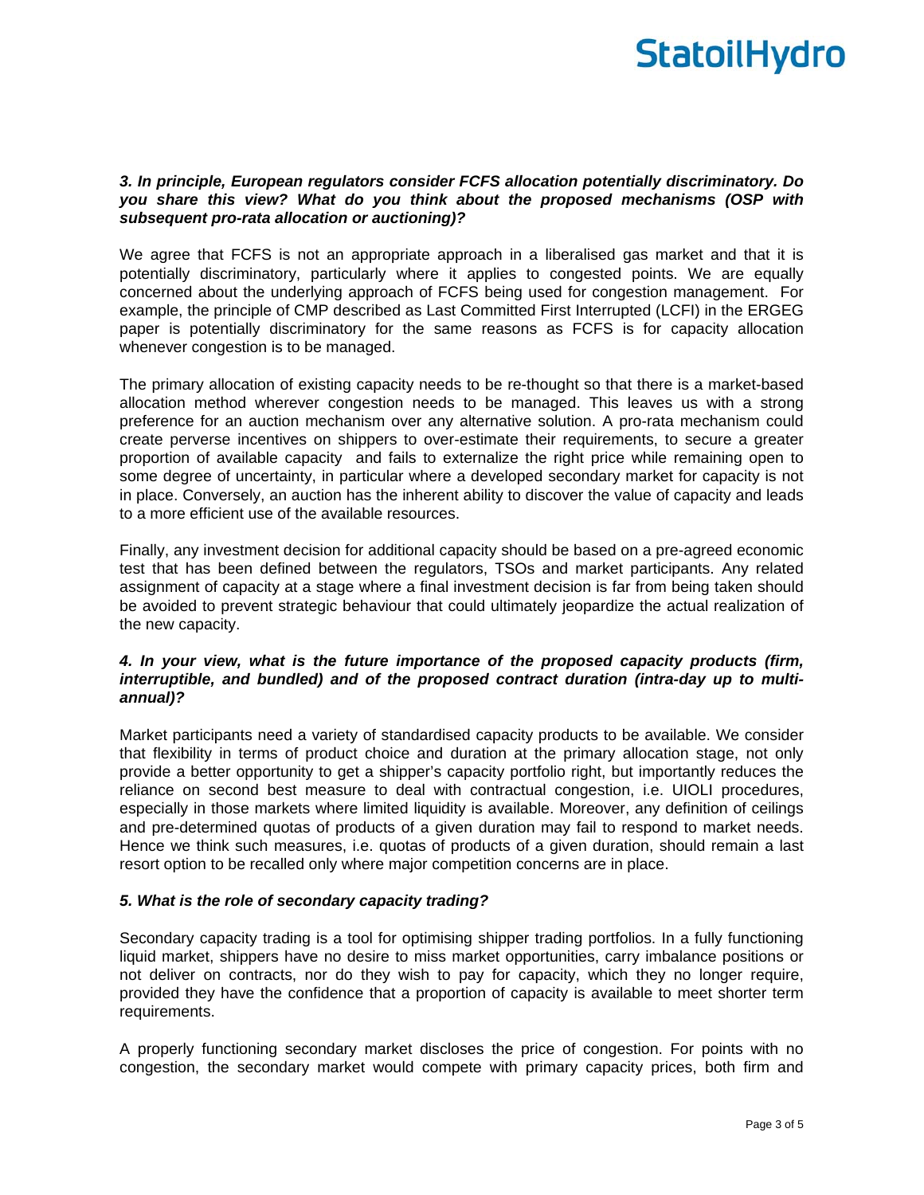### *3. In principle, European regulators consider FCFS allocation potentially discriminatory. Do you share this view? What do you think about the proposed mechanisms (OSP with subsequent pro-rata allocation or auctioning)?*

We agree that FCFS is not an appropriate approach in a liberalised gas market and that it is potentially discriminatory, particularly where it applies to congested points. We are equally concerned about the underlying approach of FCFS being used for congestion management. For example, the principle of CMP described as Last Committed First Interrupted (LCFI) in the ERGEG paper is potentially discriminatory for the same reasons as FCFS is for capacity allocation whenever congestion is to be managed.

The primary allocation of existing capacity needs to be re-thought so that there is a market-based allocation method wherever congestion needs to be managed. This leaves us with a strong preference for an auction mechanism over any alternative solution. A pro-rata mechanism could create perverse incentives on shippers to over-estimate their requirements, to secure a greater proportion of available capacity and fails to externalize the right price while remaining open to some degree of uncertainty, in particular where a developed secondary market for capacity is not in place. Conversely, an auction has the inherent ability to discover the value of capacity and leads to a more efficient use of the available resources.

Finally, any investment decision for additional capacity should be based on a pre-agreed economic test that has been defined between the regulators, TSOs and market participants. Any related assignment of capacity at a stage where a final investment decision is far from being taken should be avoided to prevent strategic behaviour that could ultimately jeopardize the actual realization of the new capacity.

### *4. In your view, what is the future importance of the proposed capacity products (firm, interruptible, and bundled) and of the proposed contract duration (intra-day up to multi-annual)?*

Market participants need a variety of standardised capacity products to be available. We consider that flexibility in terms of product choice and duration at the primary allocation stage, not only provide a better opportunity to get a shipper's capacity portfolio right, but importantly reduces the reliance on second best measure to deal with contractual congestion, i.e. UIOLI procedures, especially in those markets where limited liquidity is available. Moreover, any definition of ceilings and pre-determined quotas of products of a given duration may fail to respond to market needs. Hence we think such measures, i.e. quotas of products of a given duration, should remain a last resort option to be recalled only where major competition concerns are in place.

### *5. What is the role of secondary capacity trading?*

Secondary capacity trading is a tool for optimising shipper trading portfolios. In a fully functioning liquid market, shippers have no desire to miss market opportunities, carry imbalance positions or not deliver on contracts, nor do they wish to pay for capacity, which they no longer require, provided they have the confidence that a proportion of capacity is available to meet shorter term requirements.

A properly functioning secondary market discloses the price of congestion. For points with no congestion, the secondary market would compete with primary capacity prices, both firm and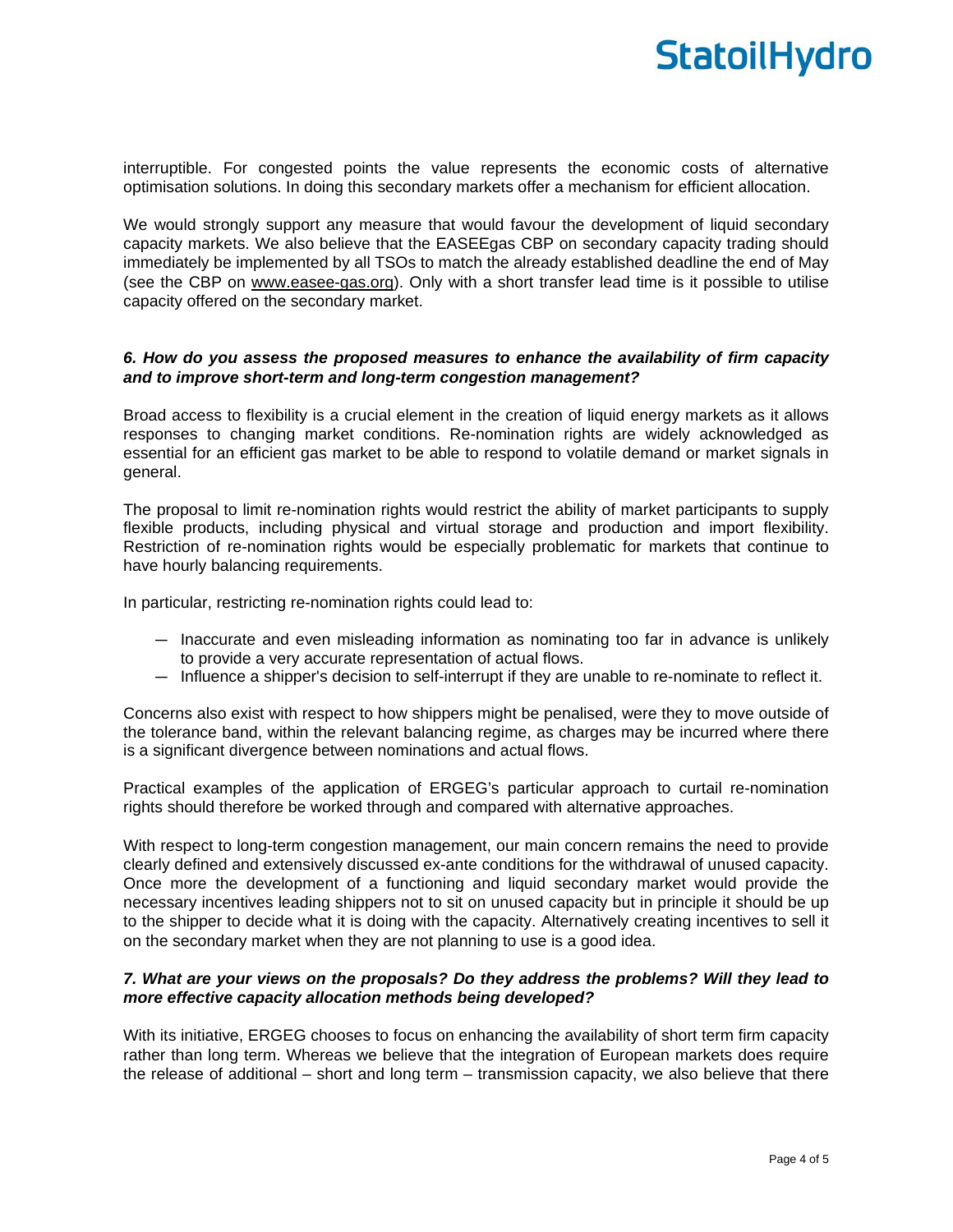interruptible. For congested points the value represents the economic costs of alternative optimisation solutions. In doing this secondary markets offer a mechanism for efficient allocation.

We would strongly support any measure that would favour the development of liquid secondary capacity markets. We also believe that the EASEEgas CBP on secondary capacity trading should immediately be implemented by all TSOs to match the already established deadline the end of May (see the CBP on www.easee-gas.org). Only with a short transfer lead time is it possible to utilise capacity offered on the secondary market.

***6. How do you assess the proposed measures to enhance the availability of firm capacity and to improve short-term and long-term congestion management?***

Broad access to flexibility is a crucial element in the creation of liquid energy markets as it allows responses to changing market conditions. Re-nomination rights are widely acknowledged as essential for an efficient gas market to be able to respond to volatile demand or market signals in general.

The proposal to limit re-nomination rights would restrict the ability of market participants to supply flexible products, including physical and virtual storage and production and import flexibility. Restriction of re-nomination rights would be especially problematic for markets that continue to have hourly balancing requirements.

In particular, restricting re-nomination rights could lead to:

- Inaccurate and even misleading information as nominating too far in advance is unlikely to provide a very accurate representation of actual flows.
- Influence a shipper's decision to self-interrupt if they are unable to re-nominate to reflect it.

Concerns also exist with respect to how shippers might be penalised, were they to move outside of the tolerance band, within the relevant balancing regime, as charges may be incurred where there is a significant divergence between nominations and actual flows.

Practical examples of the application of ERGEG's particular approach to curtail re-nomination rights should therefore be worked through and compared with alternative approaches.

With respect to long-term congestion management, our main concern remains the need to provide clearly defined and extensively discussed ex-ante conditions for the withdrawal of unused capacity. Once more the development of a functioning and liquid secondary market would provide the necessary incentives leading shippers not to sit on unused capacity but in principle it should be up to the shipper to decide what it is doing with the capacity. Alternatively creating incentives to sell it on the secondary market when they are not planning to use is a good idea.

***7. What are your views on the proposals? Do they address the problems? Will they lead to more effective capacity allocation methods being developed?***

With its initiative, ERGEG chooses to focus on enhancing the availability of short term firm capacity rather than long term. Whereas we believe that the integration of European markets does require the release of additional – short and long term – transmission capacity, we also believe that there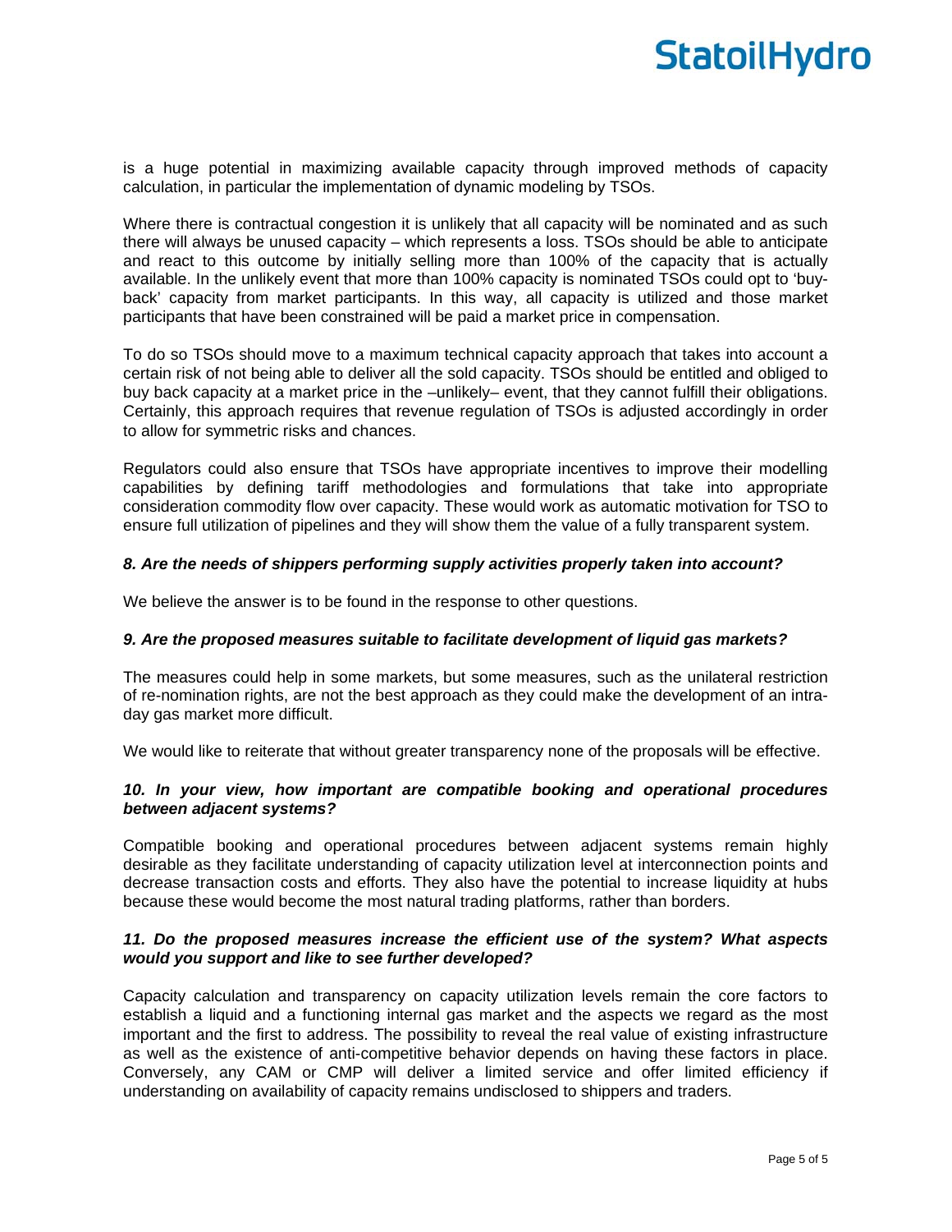is a huge potential in maximizing available capacity through improved methods of capacity calculation, in particular the implementation of dynamic modeling by TSOs.

Where there is contractual congestion it is unlikely that all capacity will be nominated and as such there will always be unused capacity – which represents a loss. TSOs should be able to anticipate and react to this outcome by initially selling more than 100% of the capacity that is actually available. In the unlikely event that more than 100% capacity is nominated TSOs could opt to 'buy-back' capacity from market participants. In this way, all capacity is utilized and those market participants that have been constrained will be paid a market price in compensation.

To do so TSOs should move to a maximum technical capacity approach that takes into account a certain risk of not being able to deliver all the sold capacity. TSOs should be entitled and obliged to buy back capacity at a market price in the –unlikely– event, that they cannot fulfill their obligations. Certainly, this approach requires that revenue regulation of TSOs is adjusted accordingly in order to allow for symmetric risks and chances.

Regulators could also ensure that TSOs have appropriate incentives to improve their modelling capabilities by defining tariff methodologies and formulations that take into appropriate consideration commodity flow over capacity. These would work as automatic motivation for TSO to ensure full utilization of pipelines and they will show them the value of a fully transparent system.

***8. Are the needs of shippers performing supply activities properly taken into account?***

We believe the answer is to be found in the response to other questions.

***9. Are the proposed measures suitable to facilitate development of liquid gas markets?***

The measures could help in some markets, but some measures, such as the unilateral restriction of re-nomination rights, are not the best approach as they could make the development of an intra-day gas market more difficult.

We would like to reiterate that without greater transparency none of the proposals will be effective.

***10. In your view, how important are compatible booking and operational procedures between adjacent systems?***

Compatible booking and operational procedures between adjacent systems remain highly desirable as they facilitate understanding of capacity utilization level at interconnection points and decrease transaction costs and efforts. They also have the potential to increase liquidity at hubs because these would become the most natural trading platforms, rather than borders.

***11. Do the proposed measures increase the efficient use of the system? What aspects would you support and like to see further developed?***

Capacity calculation and transparency on capacity utilization levels remain the core factors to establish a liquid and a functioning internal gas market and the aspects we regard as the most important and the first to address. The possibility to reveal the real value of existing infrastructure as well as the existence of anti-competitive behavior depends on having these factors in place. Conversely, any CAM or CMP will deliver a limited service and offer limited efficiency if understanding on availability of capacity remains undisclosed to shippers and traders.